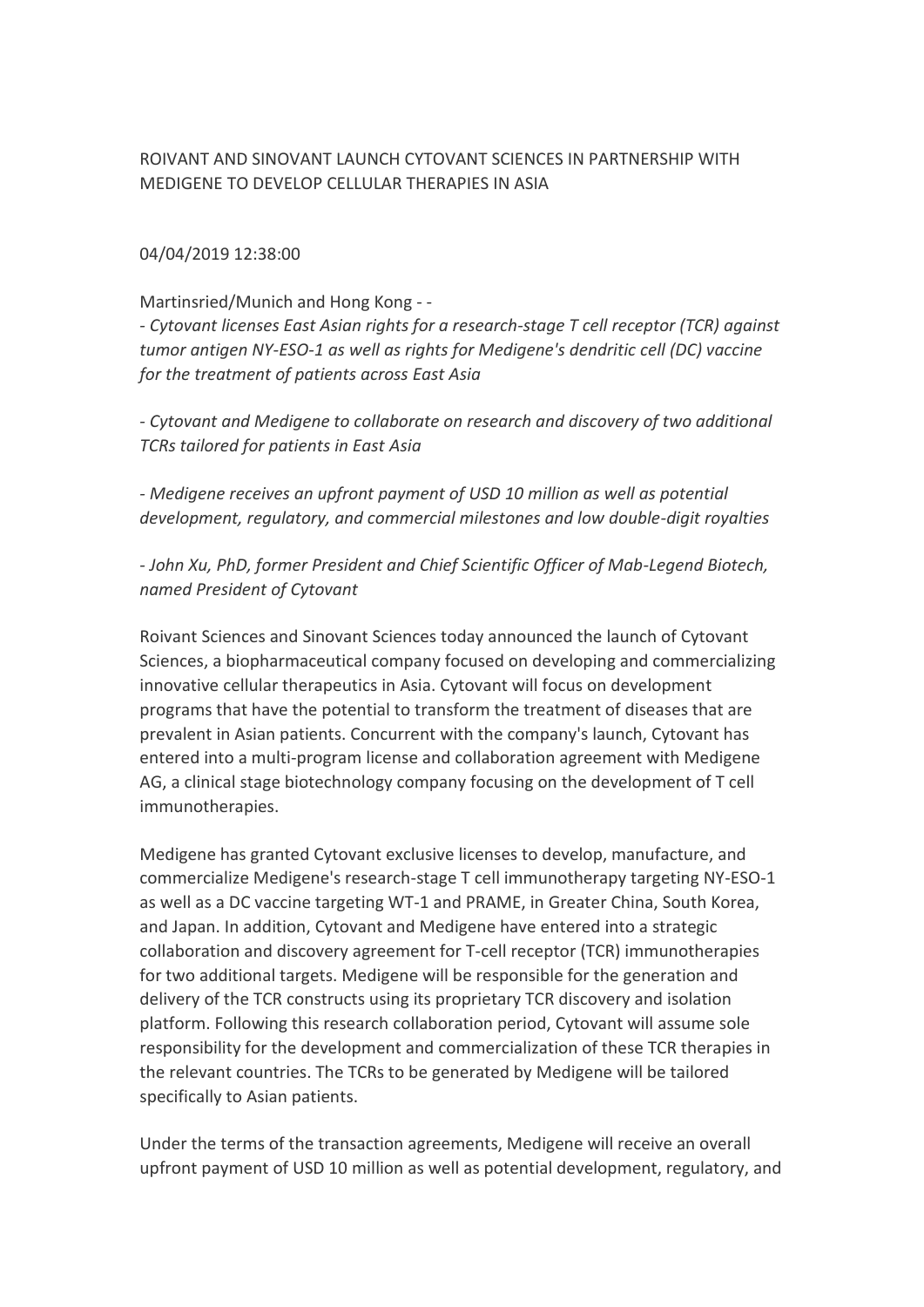# ROIVANT AND SINOVANT LAUNCH CYTOVANT SCIENCES IN PARTNERSHIP WITH MEDIGENE TO DEVELOP CELLULAR THERAPIES IN ASIA

04/04/2019 12:38:00

Martinsried/Munich and Hong Kong - -

- *Cytovant licenses East Asian rights for a research-stage T cell receptor (TCR) against tumor antigen NY-ESO-1 as well as rights for Medigene's dendritic cell (DC) vaccine for the treatment of patients across East Asia*

- *Cytovant and Medigene to collaborate on research and discovery of two additional TCRs tailored for patients in East Asia*

- *Medigene receives an upfront payment of USD 10 million as well as potential development, regulatory, and commercial milestones and low double-digit royalties*

- *John Xu, PhD, former President and Chief Scientific Officer of Mab-Legend Biotech, named President of Cytovant*

Roivant Sciences and Sinovant Sciences today announced the launch of Cytovant Sciences, a biopharmaceutical company focused on developing and commercializing innovative cellular therapeutics in Asia. Cytovant will focus on development programs that have the potential to transform the treatment of diseases that are prevalent in Asian patients. Concurrent with the company's launch, Cytovant has entered into a multi-program license and collaboration agreement with Medigene AG, a clinical stage biotechnology company focusing on the development of T cell immunotherapies.

Medigene has granted Cytovant exclusive licenses to develop, manufacture, and commercialize Medigene's research-stage T cell immunotherapy targeting NY-ESO-1 as well as a DC vaccine targeting WT-1 and PRAME, in Greater China, South Korea, and Japan. In addition, Cytovant and Medigene have entered into a strategic collaboration and discovery agreement for T-cell receptor (TCR) immunotherapies for two additional targets. Medigene will be responsible for the generation and delivery of the TCR constructs using its proprietary TCR discovery and isolation platform. Following this research collaboration period, Cytovant will assume sole responsibility for the development and commercialization of these TCR therapies in the relevant countries. The TCRs to be generated by Medigene will be tailored specifically to Asian patients.

Under the terms of the transaction agreements, Medigene will receive an overall upfront payment of USD 10 million as well as potential development, regulatory, and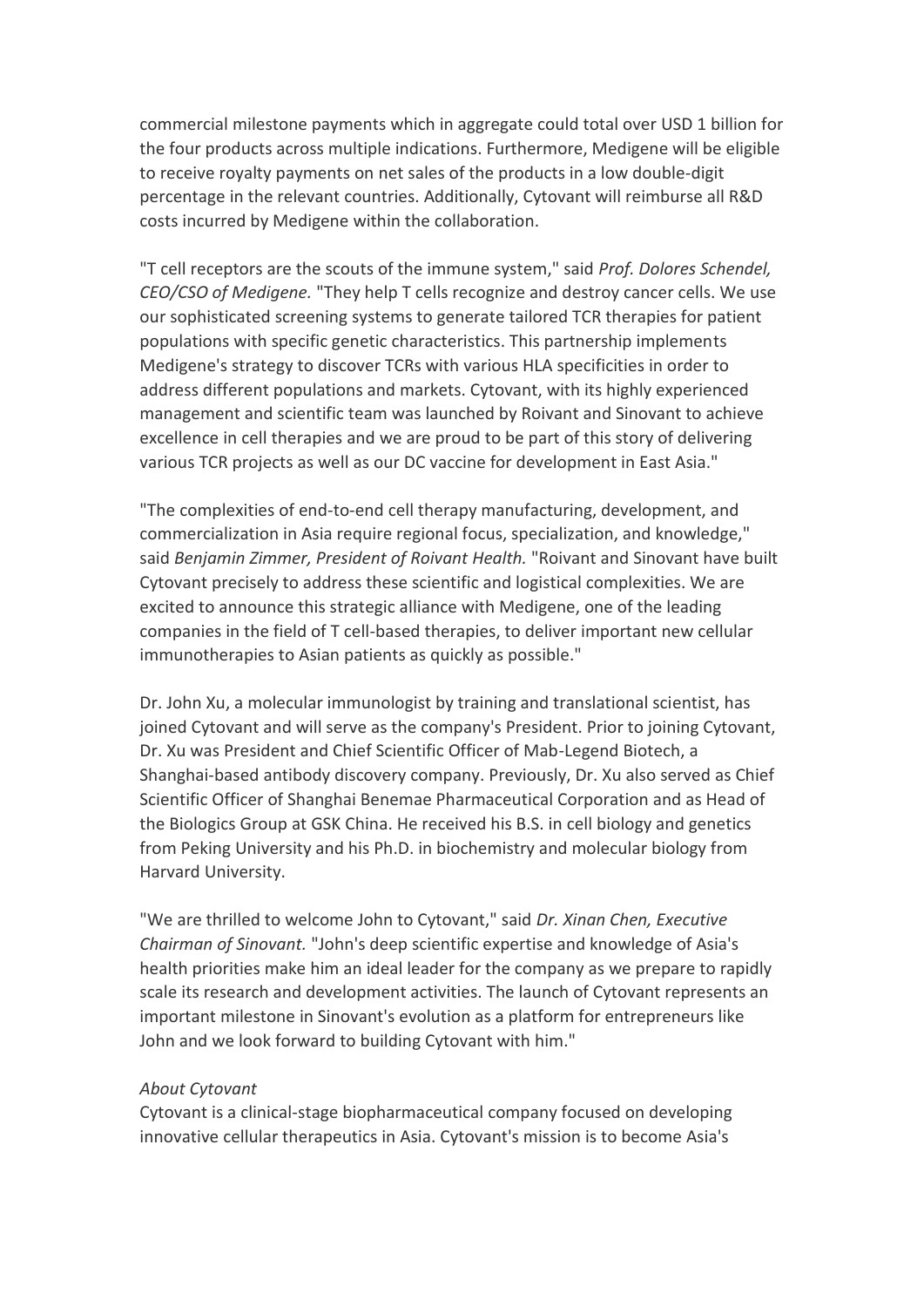commercial milestone payments which in aggregate could total over USD 1 billion for the four products across multiple indications. Furthermore, Medigene will be eligible to receive royalty payments on net sales of the products in a low double-digit percentage in the relevant countries. Additionally, Cytovant will reimburse all R&D costs incurred by Medigene within the collaboration.

"T cell receptors are the scouts of the immune system," said *Prof. Dolores Schendel, CEO/CSO of Medigene.* "They help T cells recognize and destroy cancer cells. We use our sophisticated screening systems to generate tailored TCR therapies for patient populations with specific genetic characteristics. This partnership implements Medigene's strategy to discover TCRs with various HLA specificities in order to address different populations and markets. Cytovant, with its highly experienced management and scientific team was launched by Roivant and Sinovant to achieve excellence in cell therapies and we are proud to be part of this story of delivering various TCR projects as well as our DC vaccine for development in East Asia."

"The complexities of end-to-end cell therapy manufacturing, development, and commercialization in Asia require regional focus, specialization, and knowledge," said *Benjamin Zimmer, President of Roivant Health.* "Roivant and Sinovant have built Cytovant precisely to address these scientific and logistical complexities. We are excited to announce this strategic alliance with Medigene, one of the leading companies in the field of T cell-based therapies, to deliver important new cellular immunotherapies to Asian patients as quickly as possible."

Dr. John Xu, a molecular immunologist by training and translational scientist, has joined Cytovant and will serve as the company's President. Prior to joining Cytovant, Dr. Xu was President and Chief Scientific Officer of Mab-Legend Biotech, a Shanghai-based antibody discovery company. Previously, Dr. Xu also served as Chief Scientific Officer of Shanghai Benemae Pharmaceutical Corporation and as Head of the Biologics Group at GSK China. He received his B.S. in cell biology and genetics from Peking University and his Ph.D. in biochemistry and molecular biology from Harvard University.

"We are thrilled to welcome John to Cytovant," said *Dr. Xinan Chen, Executive Chairman of Sinovant.* "John's deep scientific expertise and knowledge of Asia's health priorities make him an ideal leader for the company as we prepare to rapidly scale its research and development activities. The launch of Cytovant represents an important milestone in Sinovant's evolution as a platform for entrepreneurs like John and we look forward to building Cytovant with him."

*About Cytovant*

Cytovant is a clinical-stage biopharmaceutical company focused on developing innovative cellular therapeutics in Asia. Cytovant's mission is to become Asia's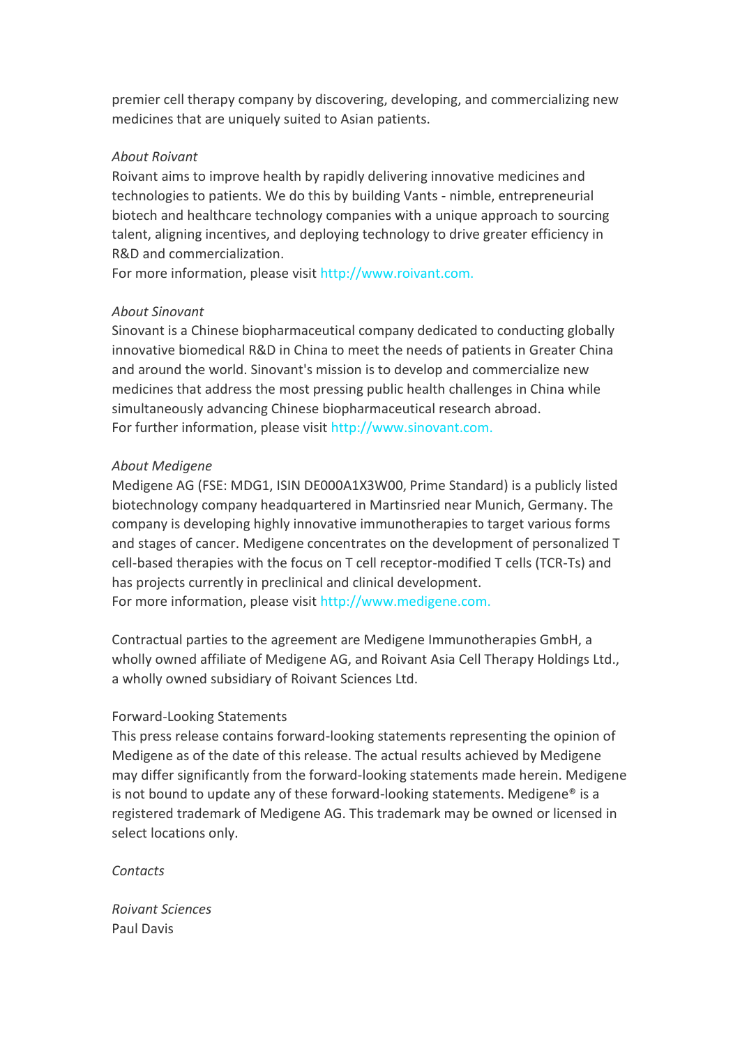premier cell therapy company by discovering, developing, and commercializing new medicines that are uniquely suited to Asian patients.

*About Roivant*

Roivant aims to improve health by rapidly delivering innovative medicines and technologies to patients. We do this by building Vants - nimble, entrepreneurial biotech and healthcare technology companies with a unique approach to sourcing talent, aligning incentives, and deploying technology to drive greater efficiency in R&D and commercialization.
For more information, please visit http://www.roivant.com.

*About Sinovant*

Sinovant is a Chinese biopharmaceutical company dedicated to conducting globally innovative biomedical R&D in China to meet the needs of patients in Greater China and around the world. Sinovant's mission is to develop and commercialize new medicines that address the most pressing public health challenges in China while simultaneously advancing Chinese biopharmaceutical research abroad.
For further information, please visit http://www.sinovant.com.

*About Medigene*

Medigene AG (FSE: MDG1, ISIN DE000A1X3W00, Prime Standard) is a publicly listed biotechnology company headquartered in Martinsried near Munich, Germany. The company is developing highly innovative immunotherapies to target various forms and stages of cancer. Medigene concentrates on the development of personalized T cell-based therapies with the focus on T cell receptor-modified T cells (TCR-Ts) and has projects currently in preclinical and clinical development.
For more information, please visit http://www.medigene.com.

Contractual parties to the agreement are Medigene Immunotherapies GmbH, a wholly owned affiliate of Medigene AG, and Roivant Asia Cell Therapy Holdings Ltd., a wholly owned subsidiary of Roivant Sciences Ltd.

Forward-Looking Statements

This press release contains forward-looking statements representing the opinion of Medigene as of the date of this release. The actual results achieved by Medigene may differ significantly from the forward-looking statements made herein. Medigene is not bound to update any of these forward-looking statements. Medigene® is a registered trademark of Medigene AG. This trademark may be owned or licensed in select locations only.

*Contacts*

*Roivant Sciences*
Paul Davis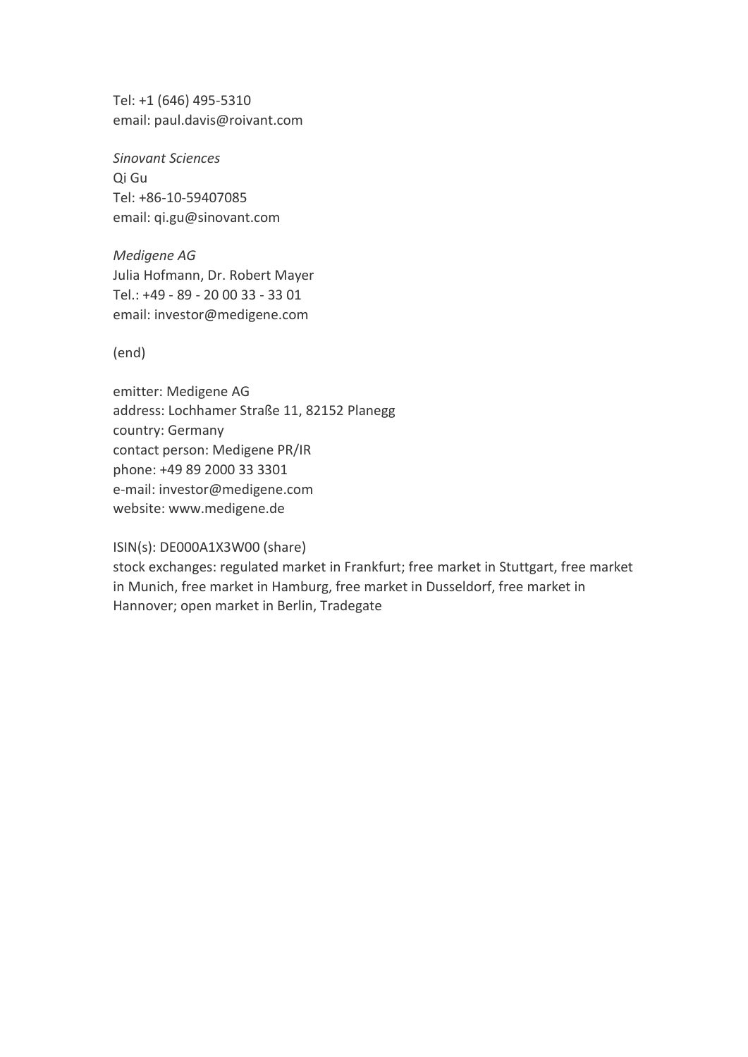Tel: +1 (646) 495-5310
email: paul.davis@roivant.com

*Sinovant Sciences*
Qi Gu
Tel: +86-10-59407085
email: qi.gu@sinovant.com

*Medigene AG*
Julia Hofmann, Dr. Robert Mayer
Tel.: +49 - 89 - 20 00 33 - 33 01
email: investor@medigene.com

(end)

emitter: Medigene AG
address: Lochhamer Straße 11, 82152 Planegg
country: Germany
contact person: Medigene PR/IR
phone: +49 89 2000 33 3301
e-mail: investor@medigene.com
website: www.medigene.de

ISIN(s): DE000A1X3W00 (share)
stock exchanges: regulated market in Frankfurt; free market in Stuttgart, free market in Munich, free market in Hamburg, free market in Dusseldorf, free market in Hannover; open market in Berlin, Tradegate